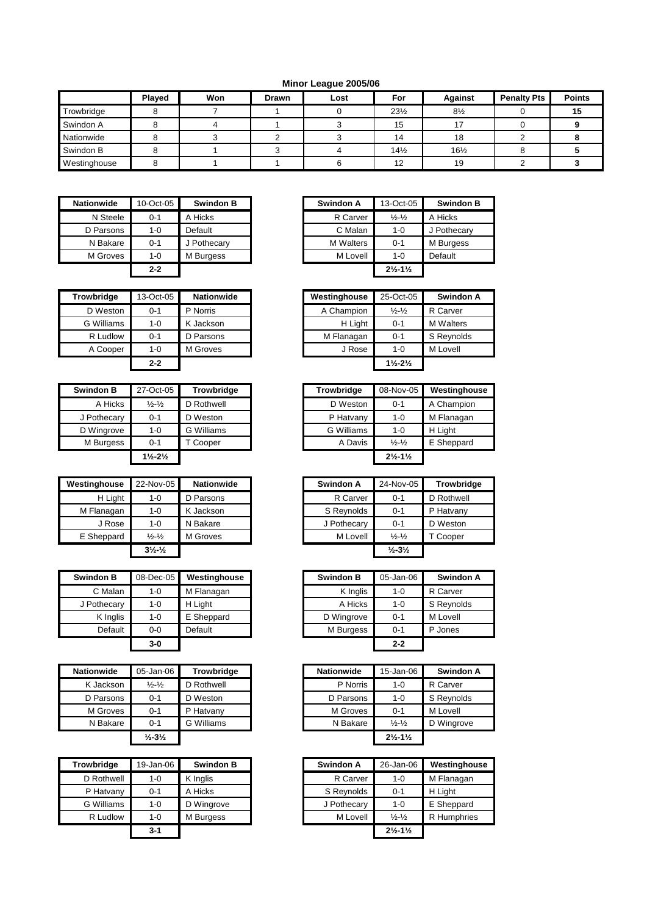**Minor League 2005/06**

| | Played | Won | Drawn | Lost | For | Against | Penalty Pts | Points |
|---|---|---|---|---|---|---|---|---|
| Trowbridge | 8 | 7 | 1 | 0 | 23½ | 8½ | 0 | **15** |
| Swindon A | 8 | 4 | 1 | 3 | 15 | 17 | 0 | **9** |
| Nationwide | 8 | 3 | 2 | 3 | 14 | 18 | 2 | **8** |
| Swindon B | 8 | 1 | 3 | 4 | 14½ | 16½ | 8 | **5** |
| Westinghouse | 8 | 1 | 1 | 6 | 12 | 19 | 2 | **3** |

| Nationwide | 10-Oct-05 | Swindon B |
|---|---|---|
| N Steele | 0-1 | A Hicks |
| D Parsons | 1-0 | Default |
| N Bakare | 0-1 | J Pothecary |
| M Groves | 1-0 | M Burgess |
| | **2-2** | |

| Swindon A | 13-Oct-05 | Swindon B |
|---|---|---|
| R Carver | ½-½ | A Hicks |
| C Malan | 1-0 | J Pothecary |
| M Walters | 0-1 | M Burgess |
| M Lovell | 1-0 | Default |
| | **2½-1½** | |

| Trowbridge | 13-Oct-05 | Nationwide |
|---|---|---|
| D Weston | 0-1 | P Norris |
| G Williams | 1-0 | K Jackson |
| R Ludlow | 0-1 | D Parsons |
| A Cooper | 1-0 | M Groves |
| | **2-2** | |

| Westinghouse | 25-Oct-05 | Swindon A |
|---|---|---|
| A Champion | ½-½ | R Carver |
| H Light | 0-1 | M Walters |
| M Flanagan | 0-1 | S Reynolds |
| J Rose | 1-0 | M Lovell |
| | **1½-2½** | |

| Swindon B | 27-Oct-05 | Trowbridge |
|---|---|---|
| A Hicks | ½-½ | D Rothwell |
| J Pothecary | 0-1 | D Weston |
| D Wingrove | 1-0 | G Williams |
| M Burgess | 0-1 | T Cooper |
| | **1½-2½** | |

| Trowbridge | 08-Nov-05 | Westinghouse |
|---|---|---|
| D Weston | 0-1 | A Champion |
| P Hatvany | 1-0 | M Flanagan |
| G Williams | 1-0 | H Light |
| A Davis | ½-½ | E Sheppard |
| | **2½-1½** | |

| Westinghouse | 22-Nov-05 | Nationwide |
|---|---|---|
| H Light | 1-0 | D Parsons |
| M Flanagan | 1-0 | K Jackson |
| J Rose | 1-0 | N Bakare |
| E Sheppard | ½-½ | M Groves |
| | **3½-½** | |

| Swindon A | 24-Nov-05 | Trowbridge |
|---|---|---|
| R Carver | 0-1 | D Rothwell |
| S Reynolds | 0-1 | P Hatvany |
| J Pothecary | 0-1 | D Weston |
| M Lovell | ½-½ | T Cooper |
| | **½-3½** | |

| Swindon B | 08-Dec-05 | Westinghouse |
|---|---|---|
| C Malan | 1-0 | M Flanagan |
| J Pothecary | 1-0 | H Light |
| K Inglis | 1-0 | E Sheppard |
| Default | 0-0 | Default |
| | **3-0** | |

| Swindon B | 05-Jan-06 | Swindon A |
|---|---|---|
| K Inglis | 1-0 | R Carver |
| A Hicks | 1-0 | S Reynolds |
| D Wingrove | 0-1 | M Lovell |
| M Burgess | 0-1 | P Jones |
| | **2-2** | |

| Nationwide | 05-Jan-06 | Trowbridge |
|---|---|---|
| K Jackson | ½-½ | D Rothwell |
| D Parsons | 0-1 | D Weston |
| M Groves | 0-1 | P Hatvany |
| N Bakare | 0-1 | G Williams |
| | **½-3½** | |

| Nationwide | 15-Jan-06 | Swindon A |
|---|---|---|
| P Norris | 1-0 | R Carver |
| D Parsons | 1-0 | S Reynolds |
| M Groves | 0-1 | M Lovell |
| N Bakare | ½-½ | D Wingrove |
| | **2½-1½** | |

| Trowbridge | 19-Jan-06 | Swindon B |
|---|---|---|
| D Rothwell | 1-0 | K Inglis |
| P Hatvany | 0-1 | A Hicks |
| G Williams | 1-0 | D Wingrove |
| R Ludlow | 1-0 | M Burgess |
| | **3-1** | |

| Swindon A | 26-Jan-06 | Westinghouse |
|---|---|---|
| R Carver | 1-0 | M Flanagan |
| S Reynolds | 0-1 | H Light |
| J Pothecary | 1-0 | E Sheppard |
| M Lovell | ½-½ | R Humphries |
| | **2½-1½** | |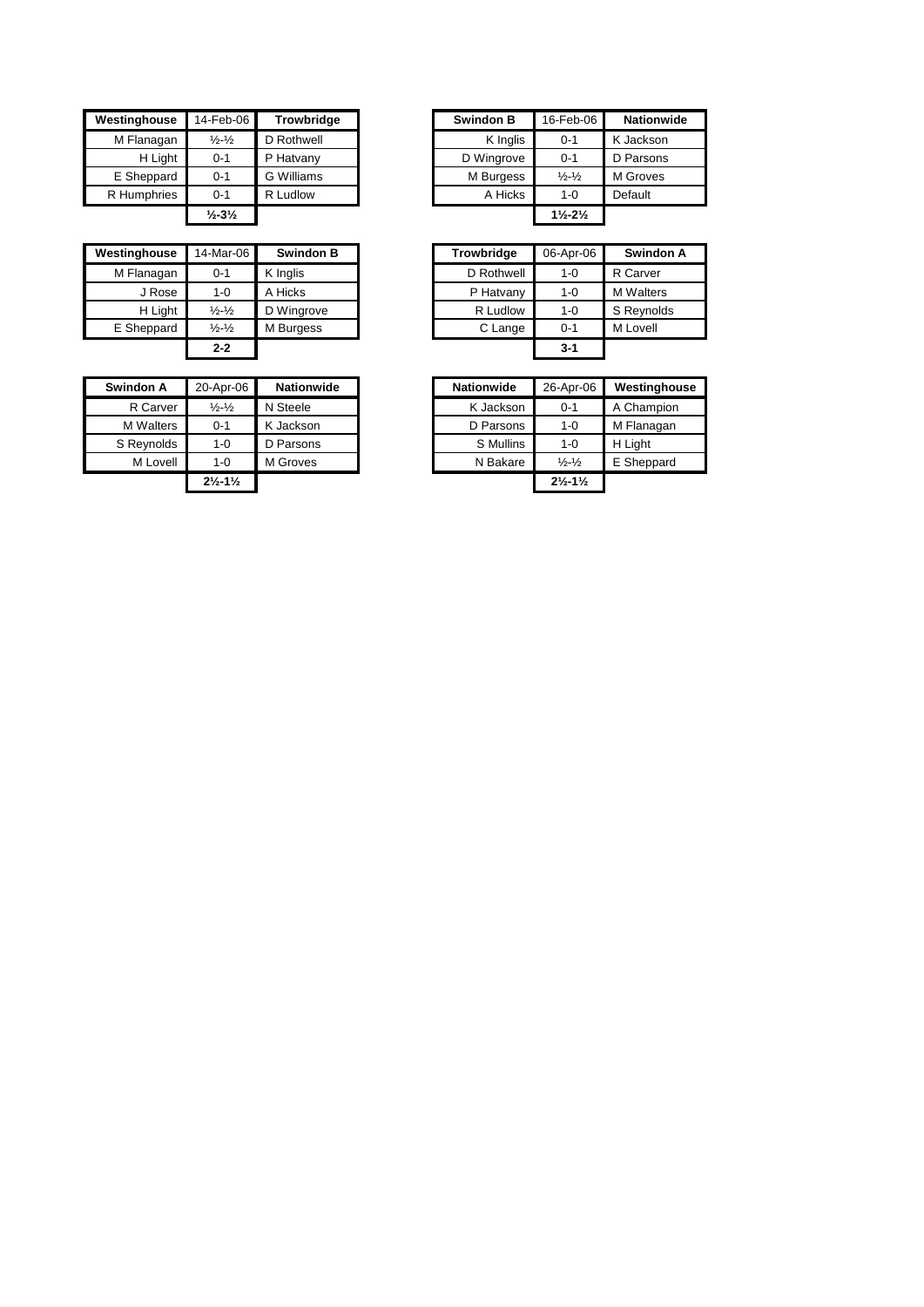| Westinghouse | 14-Feb-06 | Trowbridge |
| --- | --- | --- |
| M Flanagan | ½-½ | D Rothwell |
| H Light | 0-1 | P Hatvany |
| E Sheppard | 0-1 | G Williams |
| R Humphries | 0-1 | R Ludlow |
| | **½-3½** | |

| Swindon B | 16-Feb-06 | Nationwide |
| --- | --- | --- |
| K Inglis | 0-1 | K Jackson |
| D Wingrove | 0-1 | D Parsons |
| M Burgess | ½-½ | M Groves |
| A Hicks | 1-0 | Default |
| | **1½-2½** | |

| Westinghouse | 14-Mar-06 | Swindon B |
| --- | --- | --- |
| M Flanagan | 0-1 | K Inglis |
| J Rose | 1-0 | A Hicks |
| H Light | ½-½ | D Wingrove |
| E Sheppard | ½-½ | M Burgess |
| | **2-2** | |

| Trowbridge | 06-Apr-06 | Swindon A |
| --- | --- | --- |
| D Rothwell | 1-0 | R Carver |
| P Hatvany | 1-0 | M Walters |
| R Ludlow | 1-0 | S Reynolds |
| C Lange | 0-1 | M Lovell |
| | **3-1** | |

| Swindon A | 20-Apr-06 | Nationwide |
| --- | --- | --- |
| R Carver | ½-½ | N Steele |
| M Walters | 0-1 | K Jackson |
| S Reynolds | 1-0 | D Parsons |
| M Lovell | 1-0 | M Groves |
| | **2½-1½** | |

| Nationwide | 26-Apr-06 | Westinghouse |
| --- | --- | --- |
| K Jackson | 0-1 | A Champion |
| D Parsons | 1-0 | M Flanagan |
| S Mullins | 1-0 | H Light |
| N Bakare | ½-½ | E Sheppard |
| | **2½-1½** | |